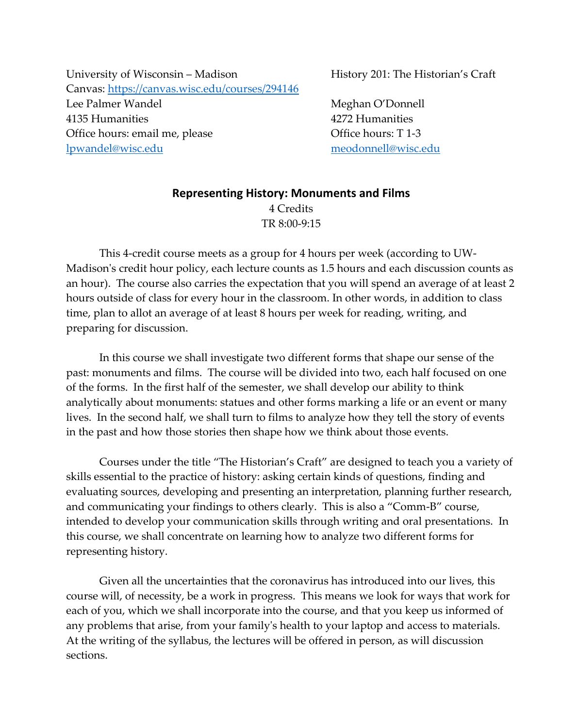University of Wisconsin – Madison
Canvas: https://canvas.wisc.edu/courses/294146
Lee Palmer Wandel
4135 Humanities
Office hours: email me, please
lpwandel@wisc.edu

History 201: The Historian's Craft

Meghan O'Donnell
4272 Humanities
Office hours: T 1-3
meodonnell@wisc.edu

## Representing History: Monuments and Films

4 Credits
TR 8:00-9:15

This 4-credit course meets as a group for 4 hours per week (according to UW-Madison's credit hour policy, each lecture counts as 1.5 hours and each discussion counts as an hour). The course also carries the expectation that you will spend an average of at least 2 hours outside of class for every hour in the classroom. In other words, in addition to class time, plan to allot an average of at least 8 hours per week for reading, writing, and preparing for discussion.

In this course we shall investigate two different forms that shape our sense of the past: monuments and films. The course will be divided into two, each half focused on one of the forms. In the first half of the semester, we shall develop our ability to think analytically about monuments: statues and other forms marking a life or an event or many lives. In the second half, we shall turn to films to analyze how they tell the story of events in the past and how those stories then shape how we think about those events.

Courses under the title "The Historian's Craft" are designed to teach you a variety of skills essential to the practice of history: asking certain kinds of questions, finding and evaluating sources, developing and presenting an interpretation, planning further research, and communicating your findings to others clearly. This is also a "Comm-B" course, intended to develop your communication skills through writing and oral presentations. In this course, we shall concentrate on learning how to analyze two different forms for representing history.

Given all the uncertainties that the coronavirus has introduced into our lives, this course will, of necessity, be a work in progress. This means we look for ways that work for each of you, which we shall incorporate into the course, and that you keep us informed of any problems that arise, from your family's health to your laptop and access to materials. At the writing of the syllabus, the lectures will be offered in person, as will discussion sections.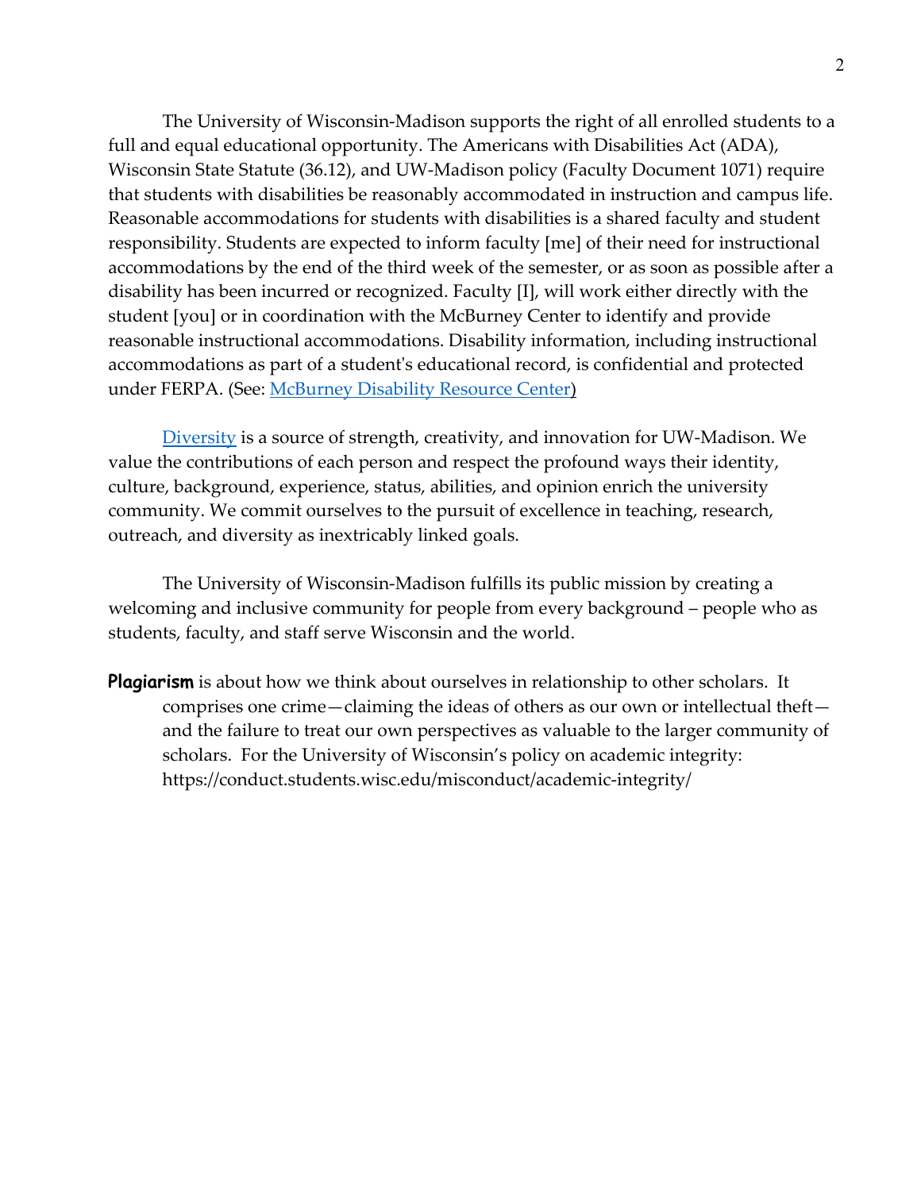The University of Wisconsin-Madison supports the right of all enrolled students to a full and equal educational opportunity. The Americans with Disabilities Act (ADA), Wisconsin State Statute (36.12), and UW-Madison policy (Faculty Document 1071) require that students with disabilities be reasonably accommodated in instruction and campus life. Reasonable accommodations for students with disabilities is a shared faculty and student responsibility. Students are expected to inform faculty [me] of their need for instructional accommodations by the end of the third week of the semester, or as soon as possible after a disability has been incurred or recognized. Faculty [I], will work either directly with the student [you] or in coordination with the McBurney Center to identify and provide reasonable instructional accommodations. Disability information, including instructional accommodations as part of a student's educational record, is confidential and protected under FERPA. (See: McBurney Disability Resource Center)

Diversity is a source of strength, creativity, and innovation for UW-Madison. We value the contributions of each person and respect the profound ways their identity, culture, background, experience, status, abilities, and opinion enrich the university community. We commit ourselves to the pursuit of excellence in teaching, research, outreach, and diversity as inextricably linked goals.

The University of Wisconsin-Madison fulfills its public mission by creating a welcoming and inclusive community for people from every background – people who as students, faculty, and staff serve Wisconsin and the world.

**Plagiarism** is about how we think about ourselves in relationship to other scholars. It comprises one crime—claiming the ideas of others as our own or intellectual theft—and the failure to treat our own perspectives as valuable to the larger community of scholars. For the University of Wisconsin's policy on academic integrity: https://conduct.students.wisc.edu/misconduct/academic-integrity/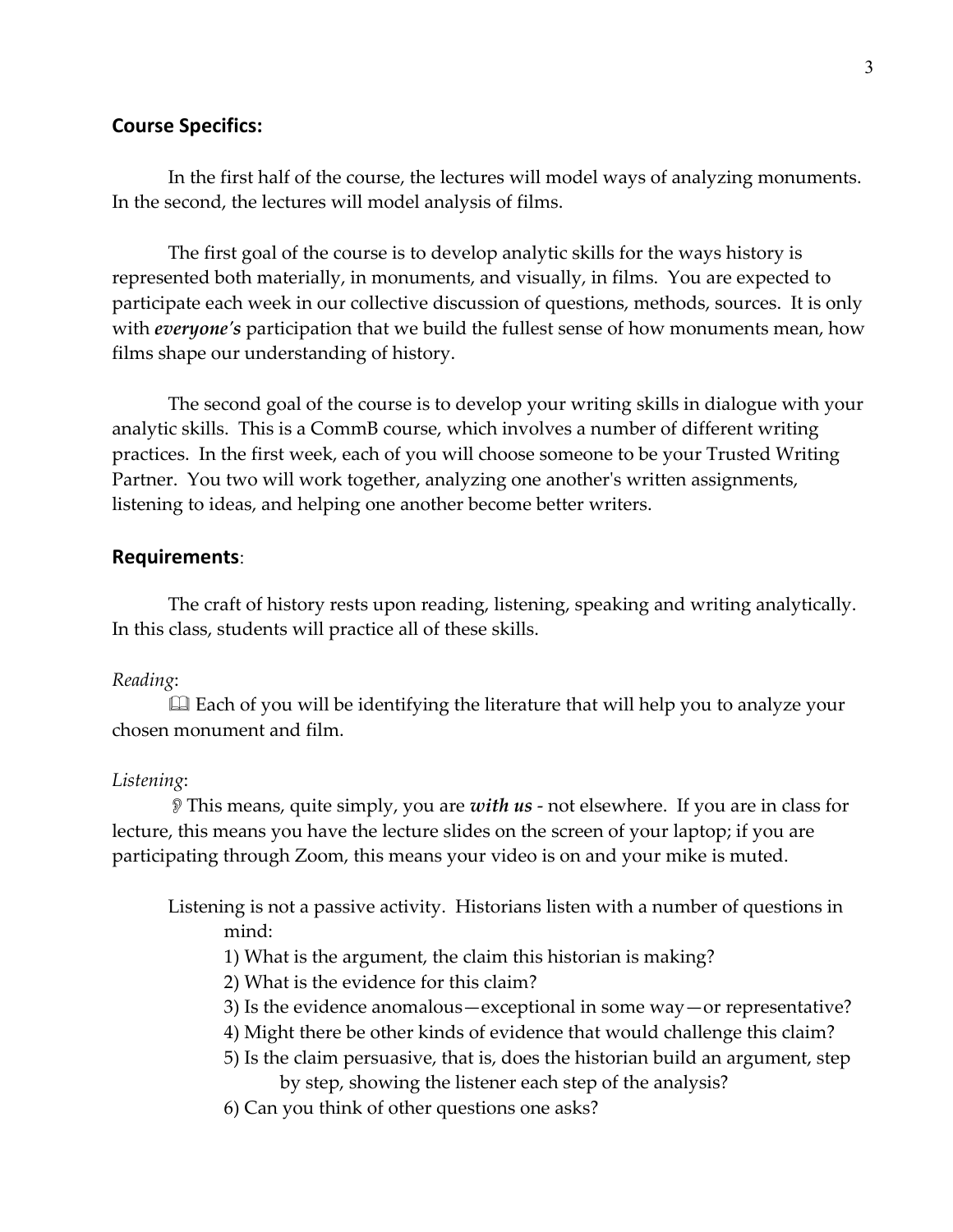## Course Specifics:

In the first half of the course, the lectures will model ways of analyzing monuments. In the second, the lectures will model analysis of films.

The first goal of the course is to develop analytic skills for the ways history is represented both materially, in monuments, and visually, in films. You are expected to participate each week in our collective discussion of questions, methods, sources. It is only with ***everyone's*** participation that we build the fullest sense of how monuments mean, how films shape our understanding of history.

The second goal of the course is to develop your writing skills in dialogue with your analytic skills. This is a CommB course, which involves a number of different writing practices. In the first week, each of you will choose someone to be your Trusted Writing Partner. You two will work together, analyzing one another's written assignments, listening to ideas, and helping one another become better writers.

## Requirements:

The craft of history rests upon reading, listening, speaking and writing analytically. In this class, students will practice all of these skills.

*Reading*:

📖 Each of you will be identifying the literature that will help you to analyze your chosen monument and film.

*Listening*:

👂 This means, quite simply, you are ***with us*** - not elsewhere. If you are in class for lecture, this means you have the lecture slides on the screen of your laptop; if you are participating through Zoom, this means your video is on and your mike is muted.

Listening is not a passive activity. Historians listen with a number of questions in mind:

1) What is the argument, the claim this historian is making?
2) What is the evidence for this claim?
3) Is the evidence anomalous—exceptional in some way—or representative?
4) Might there be other kinds of evidence that would challenge this claim?
5) Is the claim persuasive, that is, does the historian build an argument, step by step, showing the listener each step of the analysis?
6) Can you think of other questions one asks?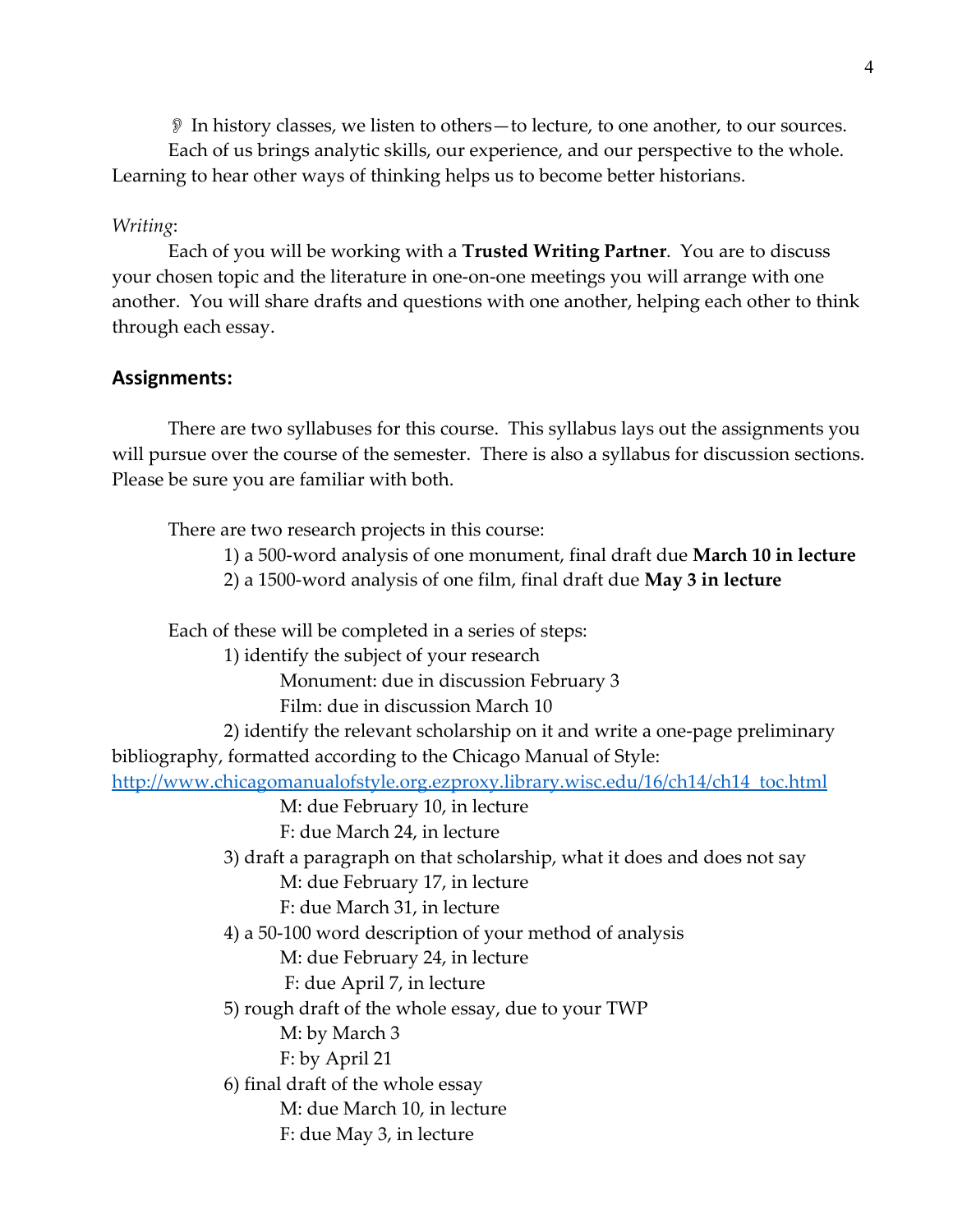👂 In history classes, we listen to others—to lecture, to one another, to our sources. Each of us brings analytic skills, our experience, and our perspective to the whole. Learning to hear other ways of thinking helps us to become better historians.

*Writing*:

Each of you will be working with a **Trusted Writing Partner**. You are to discuss your chosen topic and the literature in one-on-one meetings you will arrange with one another. You will share drafts and questions with one another, helping each other to think through each essay.

## Assignments:

There are two syllabuses for this course. This syllabus lays out the assignments you will pursue over the course of the semester. There is also a syllabus for discussion sections. Please be sure you are familiar with both.

There are two research projects in this course:

1) a 500-word analysis of one monument, final draft due **March 10 in lecture**
2) a 1500-word analysis of one film, final draft due **May 3 in lecture**

Each of these will be completed in a series of steps:

1) identify the subject of your research
   - Monument: due in discussion February 3
   - Film: due in discussion March 10
2) identify the relevant scholarship on it and write a one-page preliminary bibliography, formatted according to the Chicago Manual of Style: [http://www.chicagomanualofstyle.org.ezproxy.library.wisc.edu/16/ch14/ch14_toc.html](http://www.chicagomanualofstyle.org.ezproxy.library.wisc.edu/16/ch14/ch14_toc.html)
   - M: due February 10, in lecture
   - F: due March 24, in lecture
3) draft a paragraph on that scholarship, what it does and does not say
   - M: due February 17, in lecture
   - F: due March 31, in lecture
4) a 50-100 word description of your method of analysis
   - M: due February 24, in lecture
   - F: due April 7, in lecture
5) rough draft of the whole essay, due to your TWP
   - M: by March 3
   - F: by April 21
6) final draft of the whole essay
   - M: due March 10, in lecture
   - F: due May 3, in lecture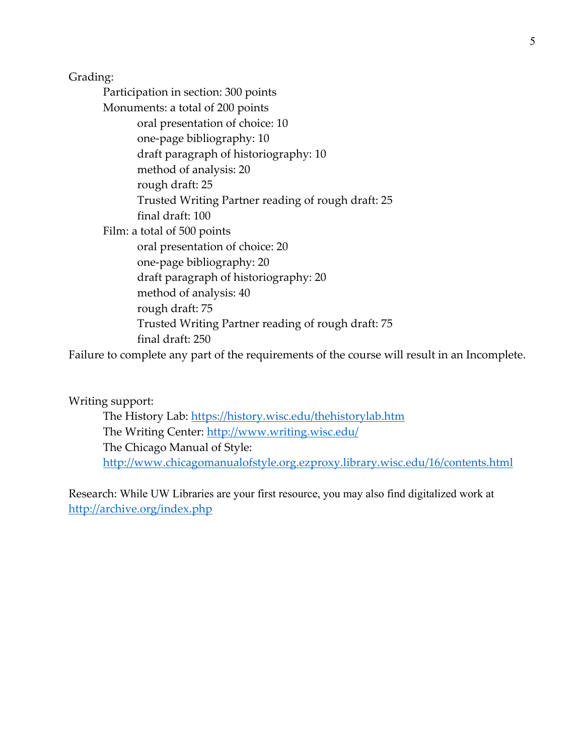Grading:

- Participation in section: 300 points
- Monuments: a total of 200 points
  - oral presentation of choice: 10
  - one-page bibliography: 10
  - draft paragraph of historiography: 10
  - method of analysis: 20
  - rough draft: 25
  - Trusted Writing Partner reading of rough draft: 25
  - final draft: 100
- Film: a total of 500 points
  - oral presentation of choice: 20
  - one-page bibliography: 20
  - draft paragraph of historiography: 20
  - method of analysis: 40
  - rough draft: 75
  - Trusted Writing Partner reading of rough draft: 75
  - final draft: 250

Failure to complete any part of the requirements of the course will result in an Incomplete.

Writing support:

- The History Lab: https://history.wisc.edu/thehistorylab.htm
- The Writing Center: http://www.writing.wisc.edu/
- The Chicago Manual of Style: http://www.chicagomanualofstyle.org.ezproxy.library.wisc.edu/16/contents.html

Research: While UW Libraries are your first resource, you may also find digitalized work at http://archive.org/index.php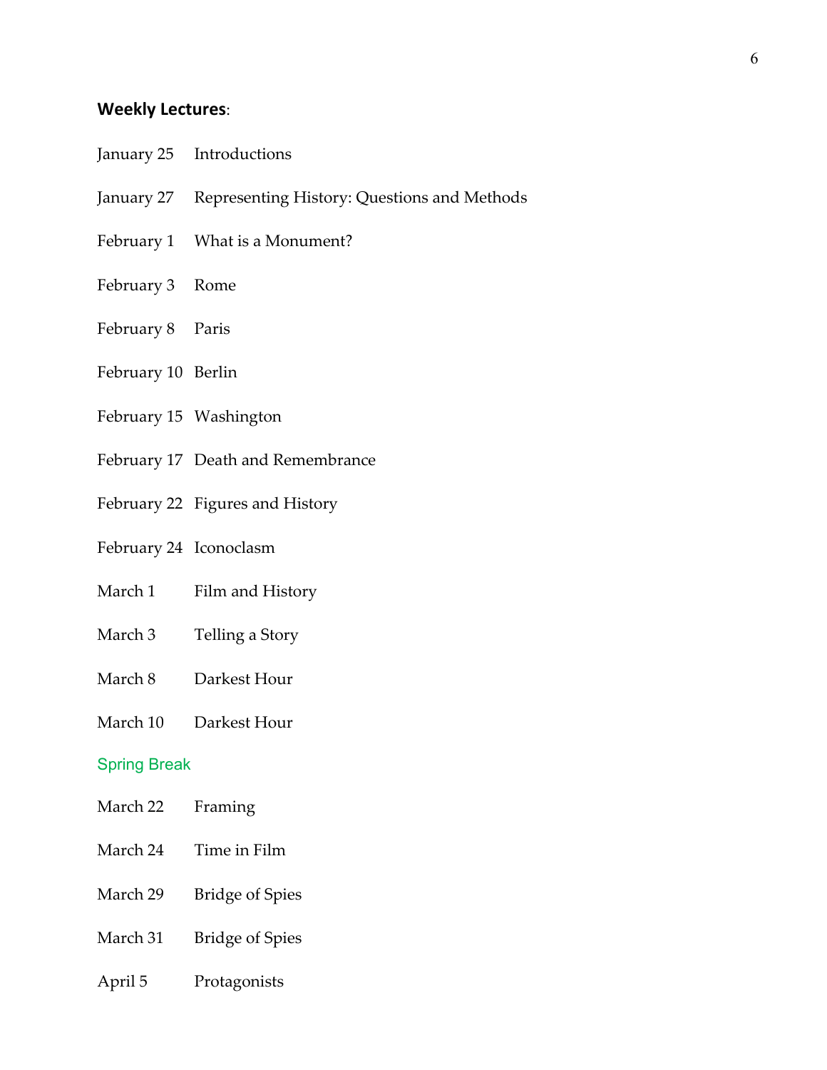## **Weekly Lectures**:

| | |
|---|---|
| January 25 | Introductions |
| January 27 | Representing History: Questions and Methods |
| February 1 | What is a Monument? |
| February 3 | Rome |
| February 8 | Paris |
| February 10 | Berlin |
| February 15 | Washington |
| February 17 | Death and Remembrance |
| February 22 | Figures and History |
| February 24 | Iconoclasm |
| March 1 | Film and History |
| March 3 | Telling a Story |
| March 8 | Darkest Hour |
| March 10 | Darkest Hour |

Spring Break

| | |
|---|---|
| March 22 | Framing |
| March 24 | Time in Film |
| March 29 | Bridge of Spies |
| March 31 | Bridge of Spies |
| April 5 | Protagonists |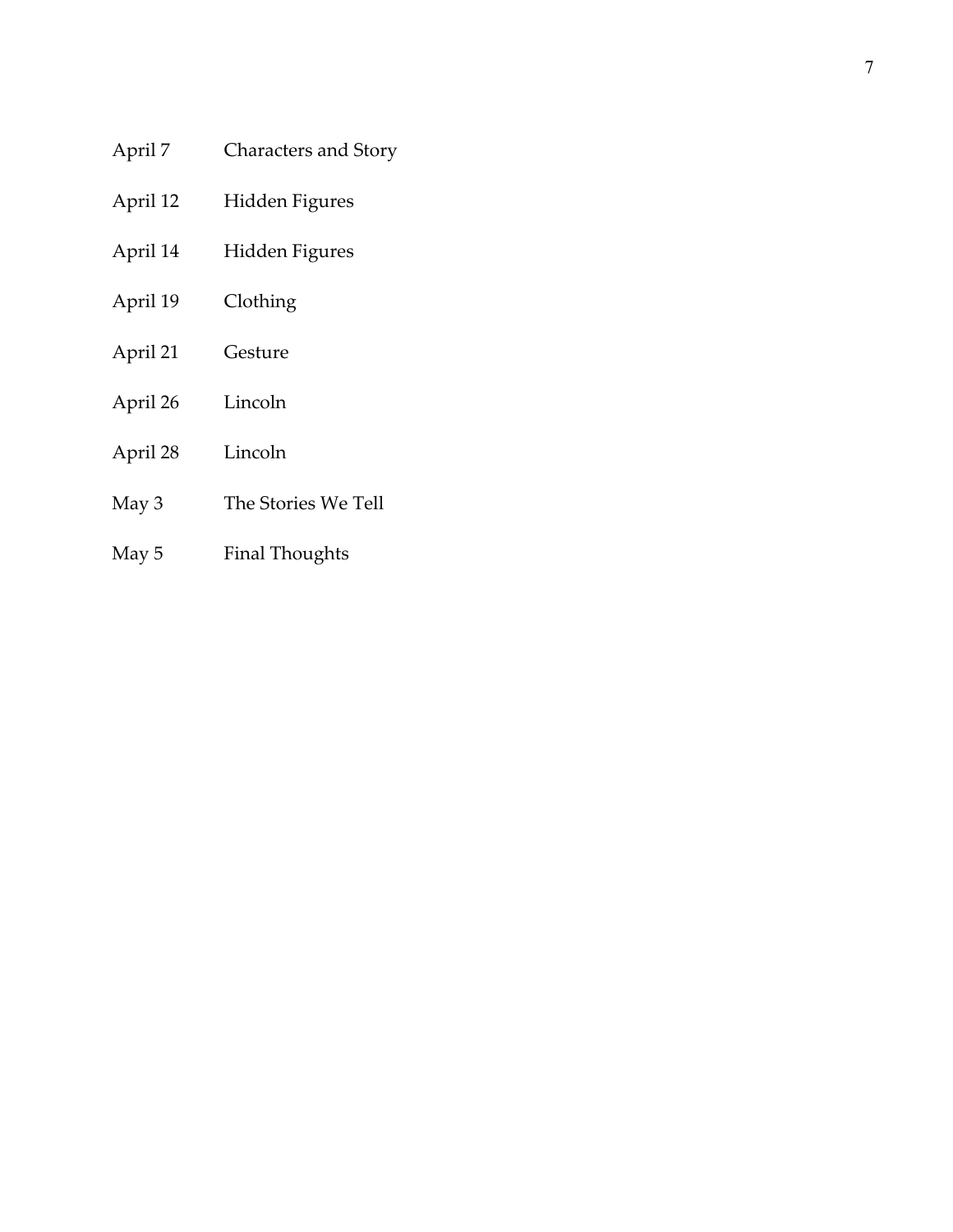| | |
|---|---|
| April 7 | Characters and Story |
| April 12 | Hidden Figures |
| April 14 | Hidden Figures |
| April 19 | Clothing |
| April 21 | Gesture |
| April 26 | Lincoln |
| April 28 | Lincoln |
| May 3 | The Stories We Tell |
| May 5 | Final Thoughts |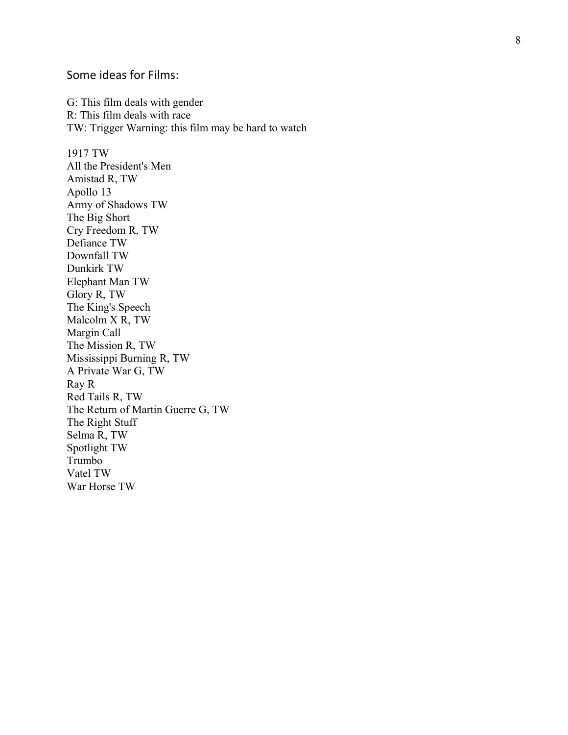## Some ideas for Films:

G: This film deals with gender
R: This film deals with race
TW: Trigger Warning: this film may be hard to watch

1917 TW
All the President's Men
Amistad R, TW
Apollo 13
Army of Shadows TW
The Big Short
Cry Freedom R, TW
Defiance TW
Downfall TW
Dunkirk TW
Elephant Man TW
Glory R, TW
The King's Speech
Malcolm X R, TW
Margin Call
The Mission R, TW
Mississippi Burning R, TW
A Private War G, TW
Ray R
Red Tails R, TW
The Return of Martin Guerre G, TW
The Right Stuff
Selma R, TW
Spotlight TW
Trumbo
Vatel TW
War Horse TW